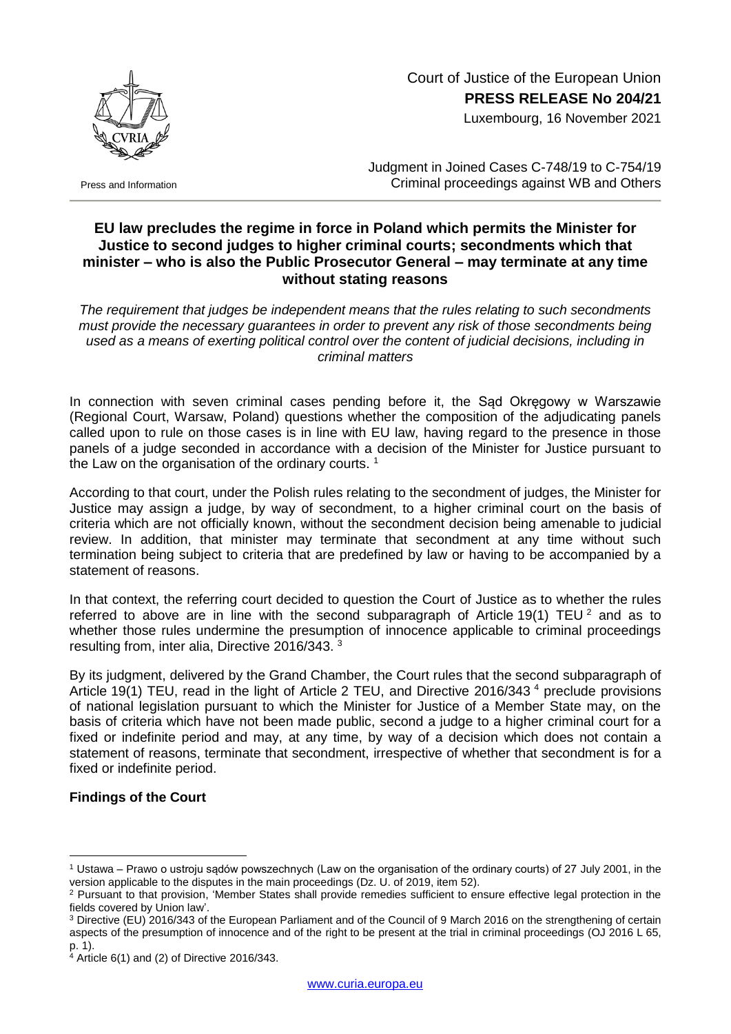Court of Justice of the European Union
**PRESS RELEASE No 204/21**
Luxembourg, 16 November 2021

Press and Information

Judgment in Joined Cases C-748/19 to C-754/19
Criminal proceedings against WB and Others

## EU law precludes the regime in force in Poland which permits the Minister for Justice to second judges to higher criminal courts; secondments which that minister – who is also the Public Prosecutor General – may terminate at any time without stating reasons

*The requirement that judges be independent means that the rules relating to such secondments must provide the necessary guarantees in order to prevent any risk of those secondments being used as a means of exerting political control over the content of judicial decisions, including in criminal matters*

In connection with seven criminal cases pending before it, the Sąd Okręgowy w Warszawie (Regional Court, Warsaw, Poland) questions whether the composition of the adjudicating panels called upon to rule on those cases is in line with EU law, having regard to the presence in those panels of a judge seconded in accordance with a decision of the Minister for Justice pursuant to the Law on the organisation of the ordinary courts. [1]

According to that court, under the Polish rules relating to the secondment of judges, the Minister for Justice may assign a judge, by way of secondment, to a higher criminal court on the basis of criteria which are not officially known, without the secondment decision being amenable to judicial review. In addition, that minister may terminate that secondment at any time without such termination being subject to criteria that are predefined by law or having to be accompanied by a statement of reasons.

In that context, the referring court decided to question the Court of Justice as to whether the rules referred to above are in line with the second subparagraph of Article 19(1) TEU [2] and as to whether those rules undermine the presumption of innocence applicable to criminal proceedings resulting from, inter alia, Directive 2016/343. [3]

By its judgment, delivered by the Grand Chamber, the Court rules that the second subparagraph of Article 19(1) TEU, read in the light of Article 2 TEU, and Directive 2016/343 [4] preclude provisions of national legislation pursuant to which the Minister for Justice of a Member State may, on the basis of criteria which have not been made public, second a judge to a higher criminal court for a fixed or indefinite period and may, at any time, by way of a decision which does not contain a statement of reasons, terminate that secondment, irrespective of whether that secondment is for a fixed or indefinite period.

### Findings of the Court

---

[1] Ustawa – Prawo o ustroju sądów powszechnych (Law on the organisation of the ordinary courts) of 27 July 2001, in the version applicable to the disputes in the main proceedings (Dz. U. of 2019, item 52).

[2] Pursuant to that provision, 'Member States shall provide remedies sufficient to ensure effective legal protection in the fields covered by Union law'.

[3] Directive (EU) 2016/343 of the European Parliament and of the Council of 9 March 2016 on the strengthening of certain aspects of the presumption of innocence and of the right to be present at the trial in criminal proceedings (OJ 2016 L 65, p. 1).

[4] Article 6(1) and (2) of Directive 2016/343.

www.curia.europa.eu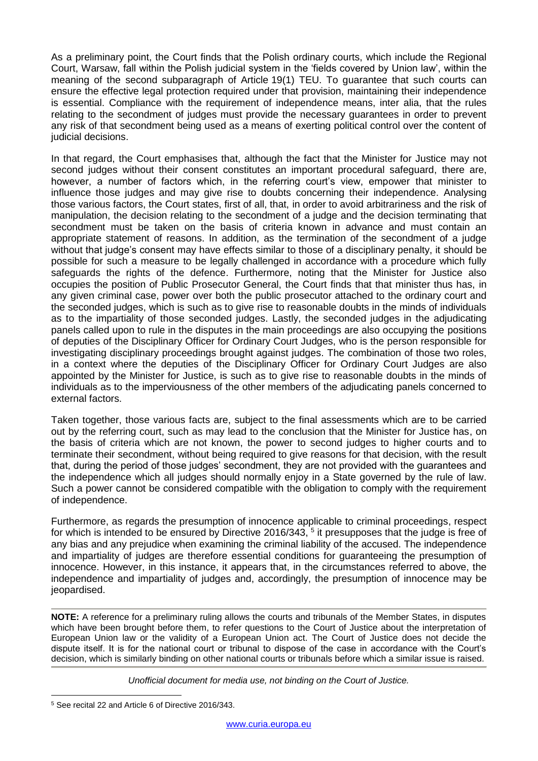As a preliminary point, the Court finds that the Polish ordinary courts, which include the Regional Court, Warsaw, fall within the Polish judicial system in the 'fields covered by Union law', within the meaning of the second subparagraph of Article 19(1) TEU. To guarantee that such courts can ensure the effective legal protection required under that provision, maintaining their independence is essential. Compliance with the requirement of independence means, inter alia, that the rules relating to the secondment of judges must provide the necessary guarantees in order to prevent any risk of that secondment being used as a means of exerting political control over the content of judicial decisions.

In that regard, the Court emphasises that, although the fact that the Minister for Justice may not second judges without their consent constitutes an important procedural safeguard, there are, however, a number of factors which, in the referring court's view, empower that minister to influence those judges and may give rise to doubts concerning their independence. Analysing those various factors, the Court states, first of all, that, in order to avoid arbitrariness and the risk of manipulation, the decision relating to the secondment of a judge and the decision terminating that secondment must be taken on the basis of criteria known in advance and must contain an appropriate statement of reasons. In addition, as the termination of the secondment of a judge without that judge's consent may have effects similar to those of a disciplinary penalty, it should be possible for such a measure to be legally challenged in accordance with a procedure which fully safeguards the rights of the defence. Furthermore, noting that the Minister for Justice also occupies the position of Public Prosecutor General, the Court finds that that minister thus has, in any given criminal case, power over both the public prosecutor attached to the ordinary court and the seconded judges, which is such as to give rise to reasonable doubts in the minds of individuals as to the impartiality of those seconded judges. Lastly, the seconded judges in the adjudicating panels called upon to rule in the disputes in the main proceedings are also occupying the positions of deputies of the Disciplinary Officer for Ordinary Court Judges, who is the person responsible for investigating disciplinary proceedings brought against judges. The combination of those two roles, in a context where the deputies of the Disciplinary Officer for Ordinary Court Judges are also appointed by the Minister for Justice, is such as to give rise to reasonable doubts in the minds of individuals as to the imperviousness of the other members of the adjudicating panels concerned to external factors.

Taken together, those various facts are, subject to the final assessments which are to be carried out by the referring court, such as may lead to the conclusion that the Minister for Justice has, on the basis of criteria which are not known, the power to second judges to higher courts and to terminate their secondment, without being required to give reasons for that decision, with the result that, during the period of those judges' secondment, they are not provided with the guarantees and the independence which all judges should normally enjoy in a State governed by the rule of law. Such a power cannot be considered compatible with the obligation to comply with the requirement of independence.

Furthermore, as regards the presumption of innocence applicable to criminal proceedings, respect for which is intended to be ensured by Directive 2016/343, [5] it presupposes that the judge is free of any bias and any prejudice when examining the criminal liability of the accused. The independence and impartiality of judges are therefore essential conditions for guaranteeing the presumption of innocence. However, in this instance, it appears that, in the circumstances referred to above, the independence and impartiality of judges and, accordingly, the presumption of innocence may be jeopardised.

---

**NOTE:** A reference for a preliminary ruling allows the courts and tribunals of the Member States, in disputes which have been brought before them, to refer questions to the Court of Justice about the interpretation of European Union law or the validity of a European Union act. The Court of Justice does not decide the dispute itself. It is for the national court or tribunal to dispose of the case in accordance with the Court's decision, which is similarly binding on other national courts or tribunals before which a similar issue is raised.

---

*Unofficial document for media use, not binding on the Court of Justice.*

[5] See recital 22 and Article 6 of Directive 2016/343.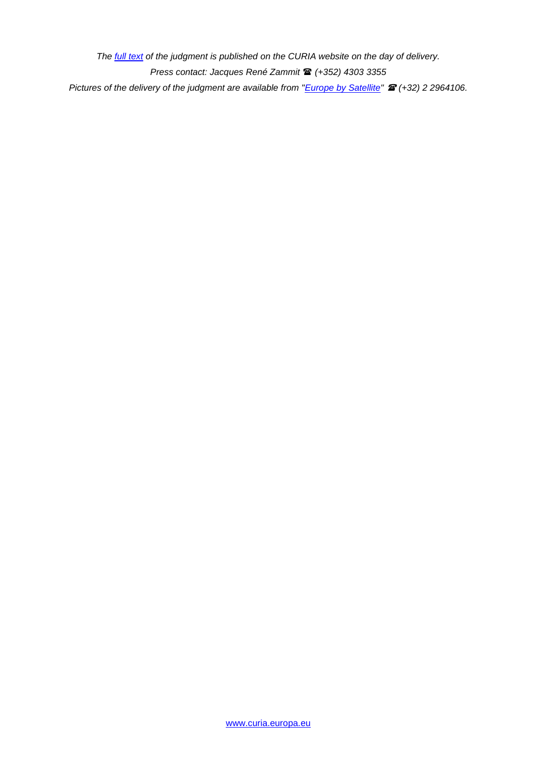*The full text of the judgment is published on the CURIA website on the day of delivery.*

*Press contact: Jacques René Zammit ☎ (+352) 4303 3355*

*Pictures of the delivery of the judgment are available from "Europe by Satellite" ☎ (+32) 2 2964106.*

www.curia.europa.eu